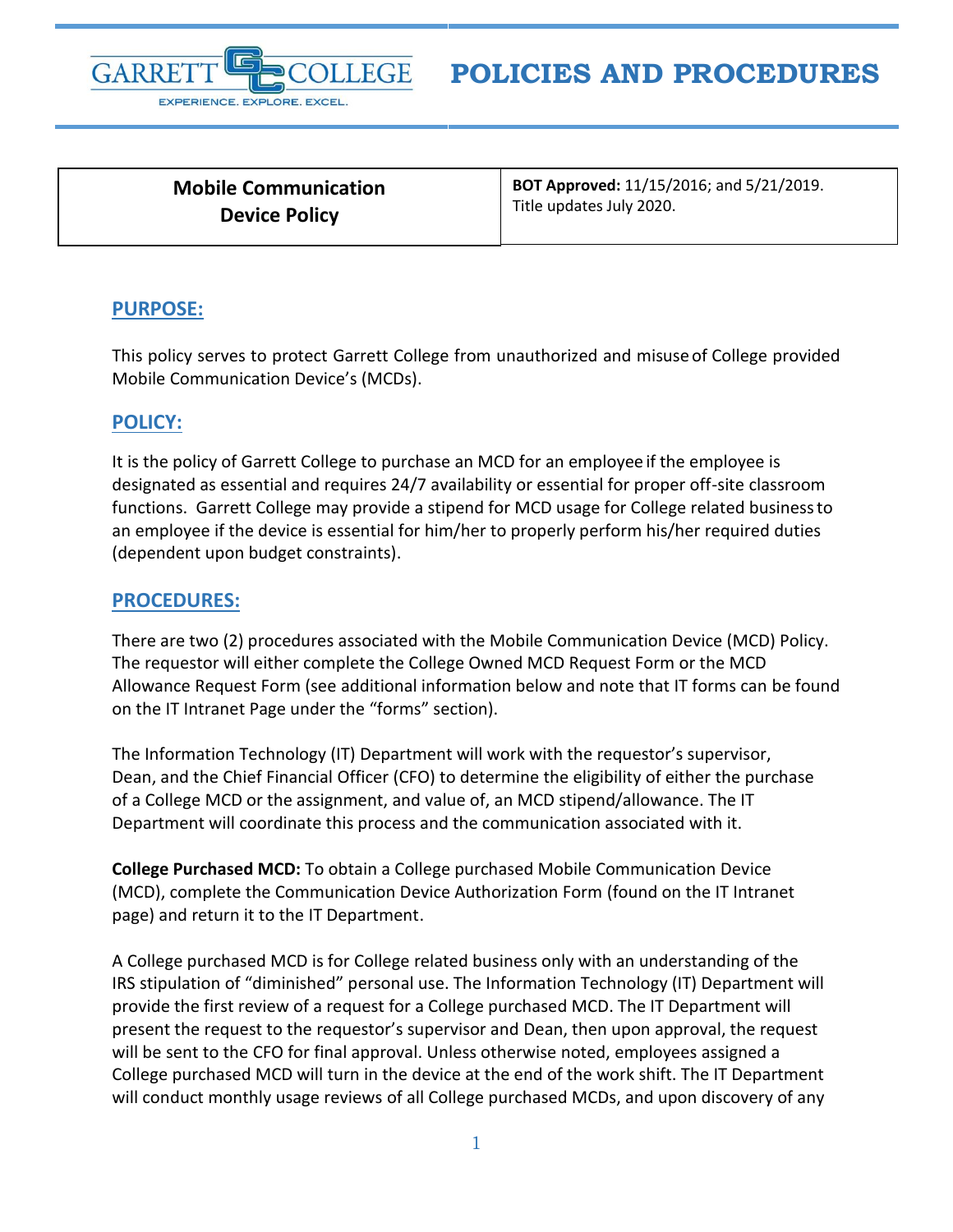**GARRETT COLLEGE** — EXPERIENCE. EXPLORE. EXCEL.

# POLICIES AND PROCEDURES

| **Mobile Communication Device Policy** | **BOT Approved:** 11/15/2016; and 5/21/2019. Title updates July 2020. |
|---|---|

## PURPOSE:

This policy serves to protect Garrett College from unauthorized and misuse of College provided Mobile Communication Device's (MCDs).

## POLICY:

It is the policy of Garrett College to purchase an MCD for an employee if the employee is designated as essential and requires 24/7 availability or essential for proper off-site classroom functions. Garrett College may provide a stipend for MCD usage for College related business to an employee if the device is essential for him/her to properly perform his/her required duties (dependent upon budget constraints).

## PROCEDURES:

There are two (2) procedures associated with the Mobile Communication Device (MCD) Policy. The requestor will either complete the College Owned MCD Request Form or the MCD Allowance Request Form (see additional information below and note that IT forms can be found on the IT Intranet Page under the "forms" section).

The Information Technology (IT) Department will work with the requestor's supervisor, Dean, and the Chief Financial Officer (CFO) to determine the eligibility of either the purchase of a College MCD or the assignment, and value of, an MCD stipend/allowance. The IT Department will coordinate this process and the communication associated with it.

**College Purchased MCD:** To obtain a College purchased Mobile Communication Device (MCD), complete the Communication Device Authorization Form (found on the IT Intranet page) and return it to the IT Department.

A College purchased MCD is for College related business only with an understanding of the IRS stipulation of "diminished" personal use. The Information Technology (IT) Department will provide the first review of a request for a College purchased MCD. The IT Department will present the request to the requestor's supervisor and Dean, then upon approval, the request will be sent to the CFO for final approval. Unless otherwise noted, employees assigned a College purchased MCD will turn in the device at the end of the work shift. The IT Department will conduct monthly usage reviews of all College purchased MCDs, and upon discovery of any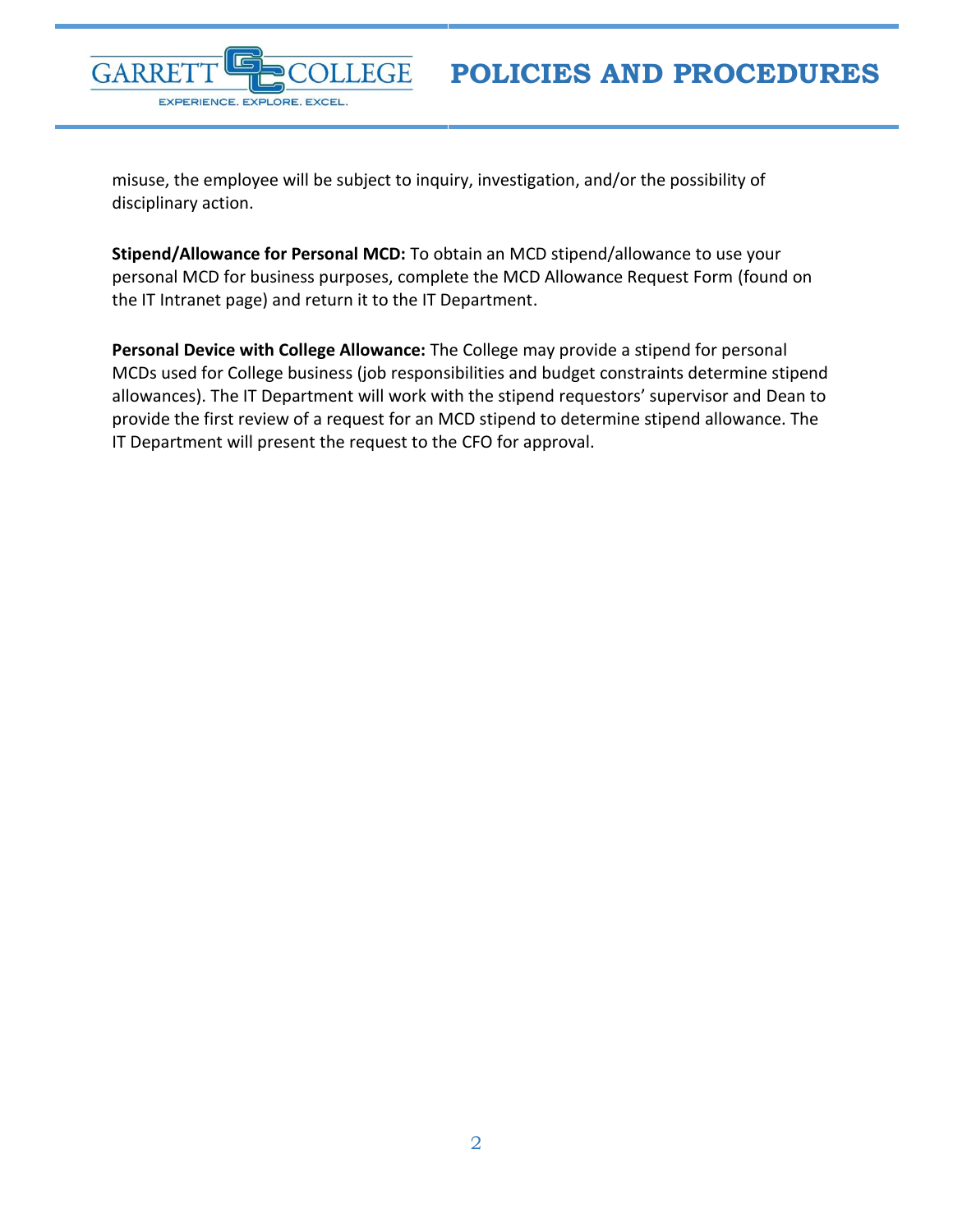misuse, the employee will be subject to inquiry, investigation, and/or the possibility of disciplinary action.

**Stipend/Allowance for Personal MCD:** To obtain an MCD stipend/allowance to use your personal MCD for business purposes, complete the MCD Allowance Request Form (found on the IT Intranet page) and return it to the IT Department.

**Personal Device with College Allowance:** The College may provide a stipend for personal MCDs used for College business (job responsibilities and budget constraints determine stipend allowances). The IT Department will work with the stipend requestors' supervisor and Dean to provide the first review of a request for an MCD stipend to determine stipend allowance. The IT Department will present the request to the CFO for approval.